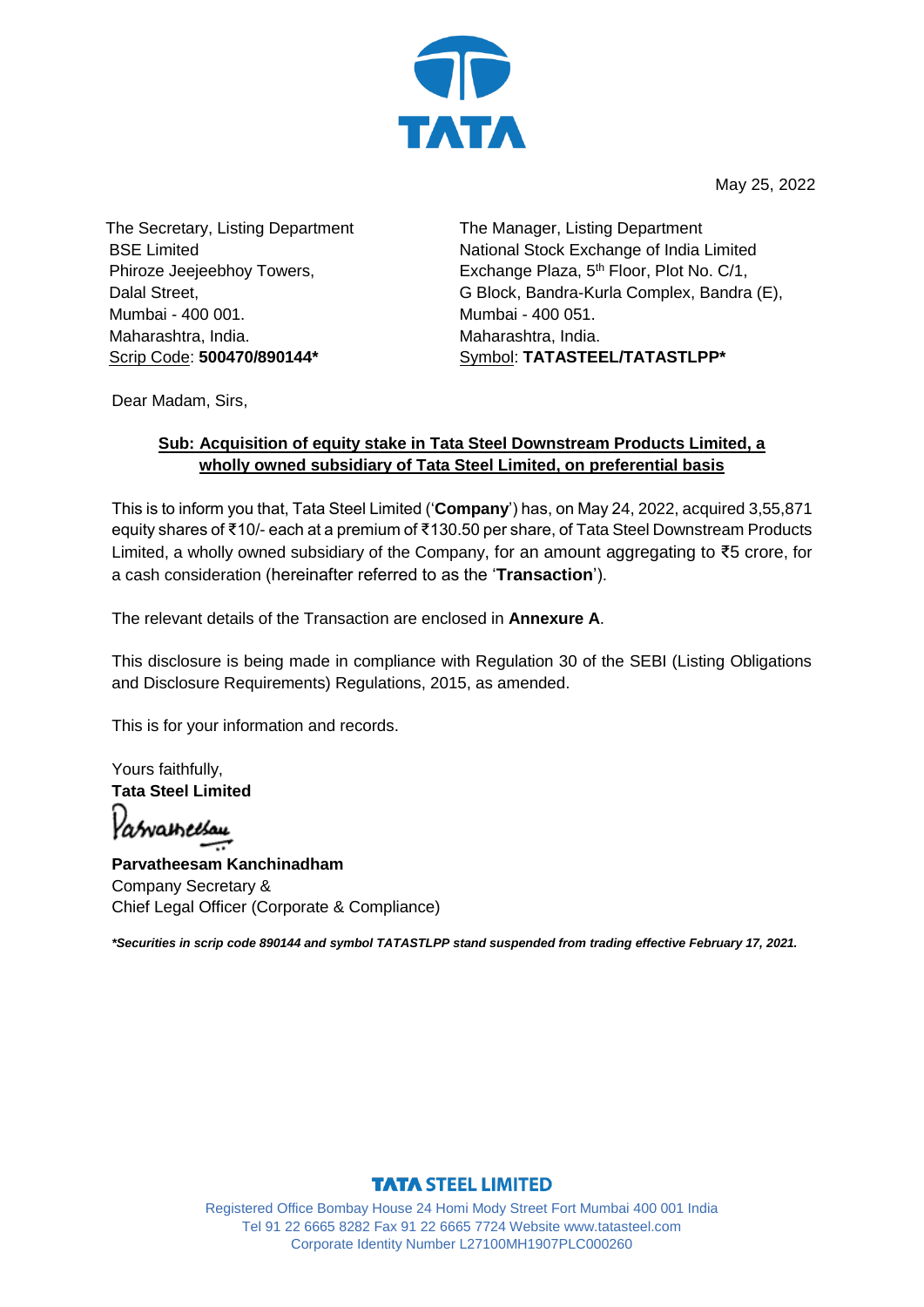May 25, 2022

The Secretary, Listing Department
BSE Limited
Phiroze Jeejeebhoy Towers,
Dalal Street,
Mumbai - 400 001.
Maharashtra, India.
Scrip Code: **500470/890144***

The Manager, Listing Department
National Stock Exchange of India Limited
Exchange Plaza, 5th Floor, Plot No. C/1,
G Block, Bandra-Kurla Complex, Bandra (E),
Mumbai - 400 051.
Maharashtra, India.
Symbol: **TATASTEEL/TATASTLPP***

Dear Madam, Sirs,

**Sub: Acquisition of equity stake in Tata Steel Downstream Products Limited, a wholly owned subsidiary of Tata Steel Limited, on preferential basis**

This is to inform you that, Tata Steel Limited ('**Company**') has, on May 24, 2022, acquired 3,55,871 equity shares of ₹10/- each at a premium of ₹130.50 per share, of Tata Steel Downstream Products Limited, a wholly owned subsidiary of the Company, for an amount aggregating to ₹5 crore, for a cash consideration (hereinafter referred to as the '**Transaction**').

The relevant details of the Transaction are enclosed in **Annexure A**.

This disclosure is being made in compliance with Regulation 30 of the SEBI (Listing Obligations and Disclosure Requirements) Regulations, 2015, as amended.

This is for your information and records.

Yours faithfully,
**Tata Steel Limited**

**Parvatheesam Kanchinadham**
Company Secretary &
Chief Legal Officer (Corporate & Compliance)

***Securities in scrip code 890144 and symbol TATASTLPP stand suspended from trading effective February 17, 2021.***

**TATA STEEL LIMITED**
Registered Office Bombay House 24 Homi Mody Street Fort Mumbai 400 001 India
Tel 91 22 6665 8282 Fax 91 22 6665 7724 Website www.tatasteel.com
Corporate Identity Number L27100MH1907PLC000260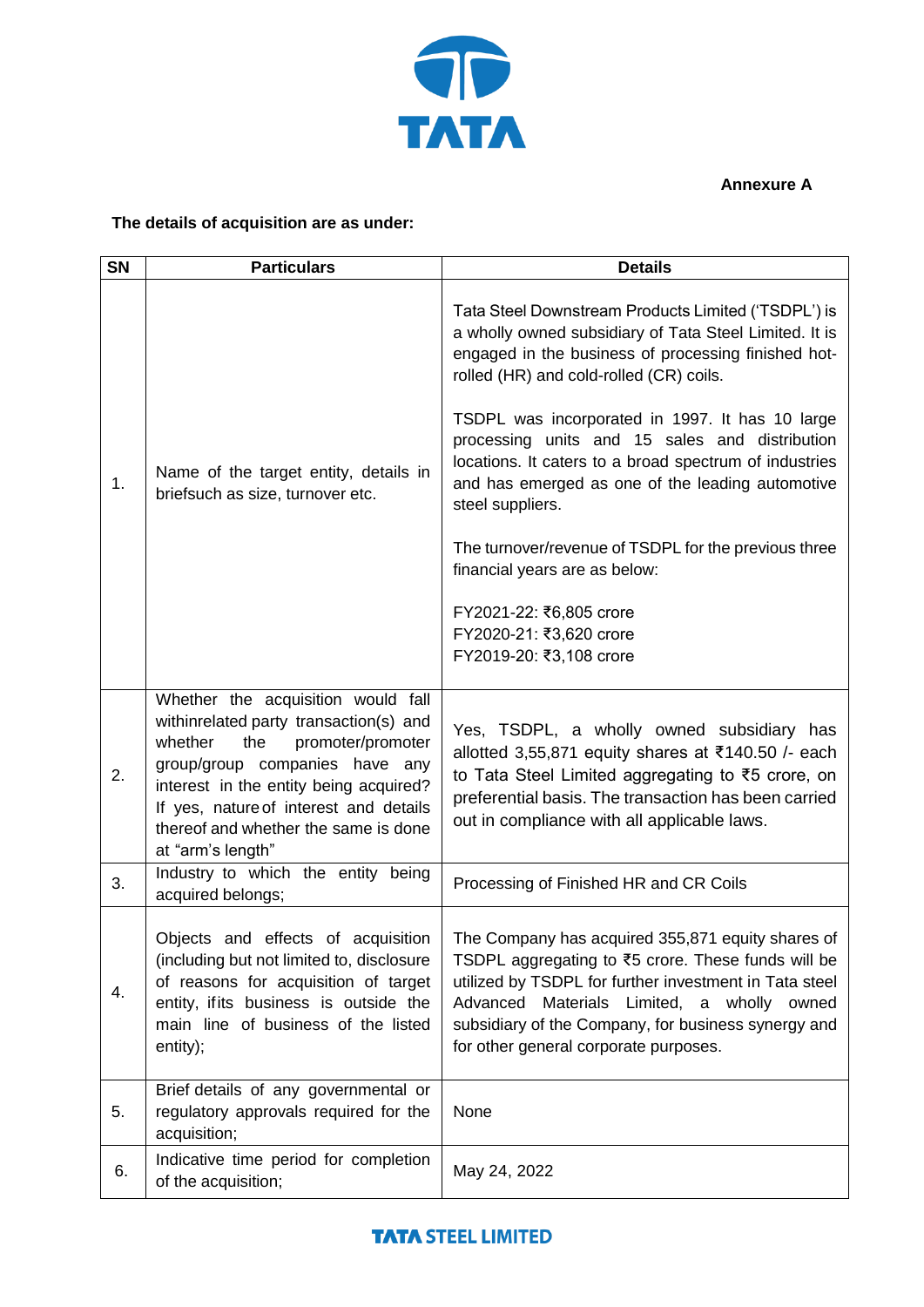**Annexure A**

**The details of acquisition are as under:**

| SN | Particulars | Details |
|---|---|---|
| 1. | Name of the target entity, details in briefsuch as size, turnover etc. | Tata Steel Downstream Products Limited ('TSDPL') is a wholly owned subsidiary of Tata Steel Limited. It is engaged in the business of processing finished hot-rolled (HR) and cold-rolled (CR) coils.<br><br>TSDPL was incorporated in 1997. It has 10 large processing units and 15 sales and distribution locations. It caters to a broad spectrum of industries and has emerged as one of the leading automotive steel suppliers.<br><br>The turnover/revenue of TSDPL for the previous three financial years are as below:<br><br>FY2021-22: ₹6,805 crore<br>FY2020-21: ₹3,620 crore<br>FY2019-20: ₹3,108 crore |
| 2. | Whether the acquisition would fall withinrelated party transaction(s) and whether the promoter/promoter group/group companies have any interest in the entity being acquired? If yes, nature of interest and details thereof and whether the same is done at "arm's length" | Yes, TSDPL, a wholly owned subsidiary has allotted 3,55,871 equity shares at ₹140.50 /- each to Tata Steel Limited aggregating to ₹5 crore, on preferential basis. The transaction has been carried out in compliance with all applicable laws. |
| 3. | Industry to which the entity being acquired belongs; | Processing of Finished HR and CR Coils |
| 4. | Objects and effects of acquisition (including but not limited to, disclosure of reasons for acquisition of target entity, ifits business is outside the main line of business of the listed entity); | The Company has acquired 355,871 equity shares of TSDPL aggregating to ₹5 crore. These funds will be utilized by TSDPL for further investment in Tata steel Advanced Materials Limited, a wholly owned subsidiary of the Company, for business synergy and for other general corporate purposes. |
| 5. | Brief details of any governmental or regulatory approvals required for the acquisition; | None |
| 6. | Indicative time period for completion of the acquisition; | May 24, 2022 |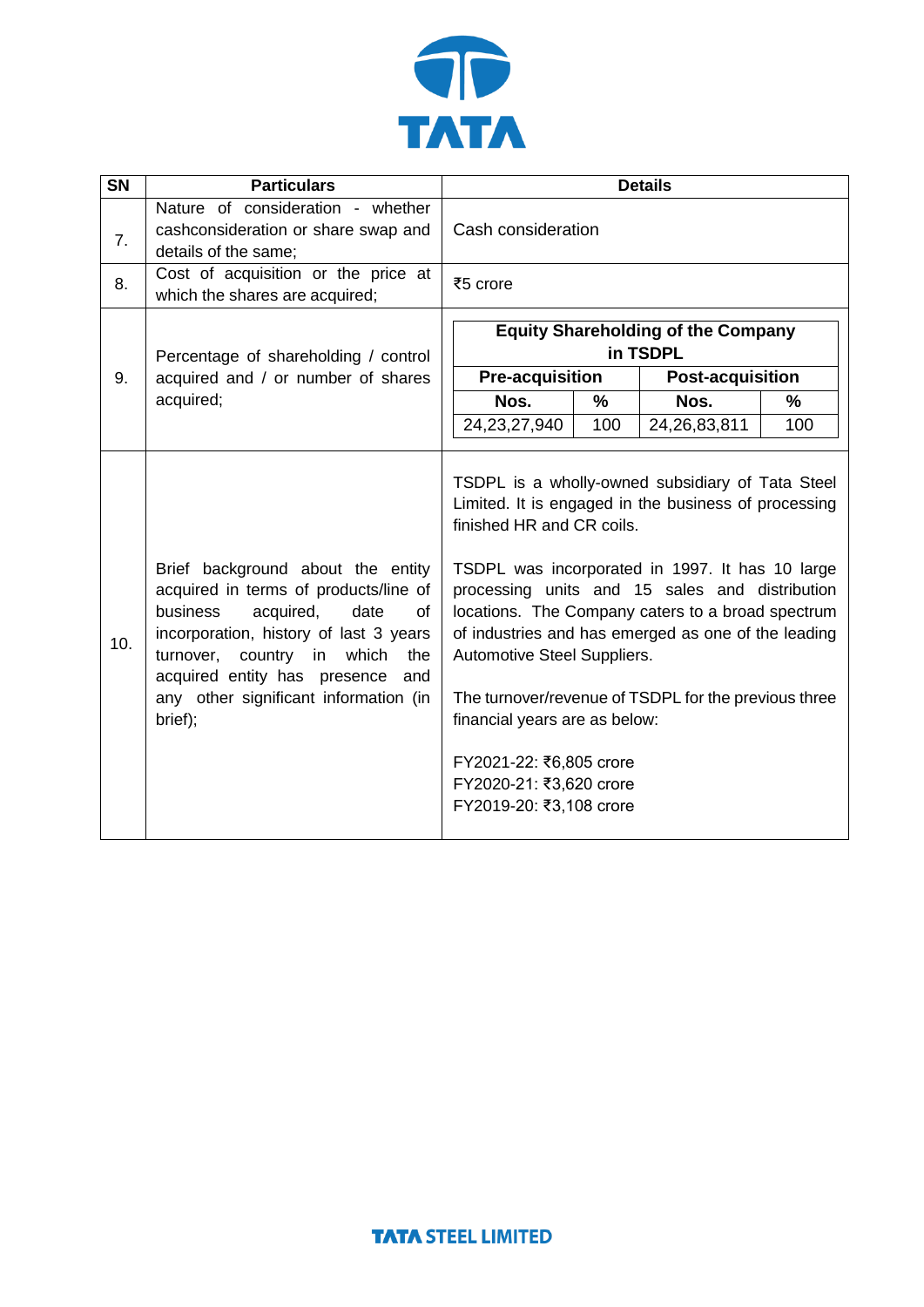| SN | Particulars | Details |
|---|---|---|
| 7. | Nature of consideration - whether cashconsideration or share swap and details of the same; | Cash consideration |
| 8. | Cost of acquisition or the price at which the shares are acquired; | ₹5 crore |
| 9. | Percentage of shareholding / control acquired and / or number of shares acquired; | **Equity Shareholding of the Company in TSDPL**<br>**Pre-acquisition**: **Nos.** 24,23,27,940, **%** 100<br>**Post-acquisition**: **Nos.** 24,26,83,811, **%** 100 |
| 10. | Brief background about the entity acquired in terms of products/line of business acquired, date of incorporation, history of last 3 years turnover, country in which the acquired entity has presence and any other significant information (in brief); | TSDPL is a wholly-owned subsidiary of Tata Steel Limited. It is engaged in the business of processing finished HR and CR coils.<br><br>TSDPL was incorporated in 1997. It has 10 large processing units and 15 sales and distribution locations. The Company caters to a broad spectrum of industries and has emerged as one of the leading Automotive Steel Suppliers.<br><br>The turnover/revenue of TSDPL for the previous three financial years are as below:<br><br>FY2021-22: ₹6,805 crore<br>FY2020-21: ₹3,620 crore<br>FY2019-20: ₹3,108 crore |